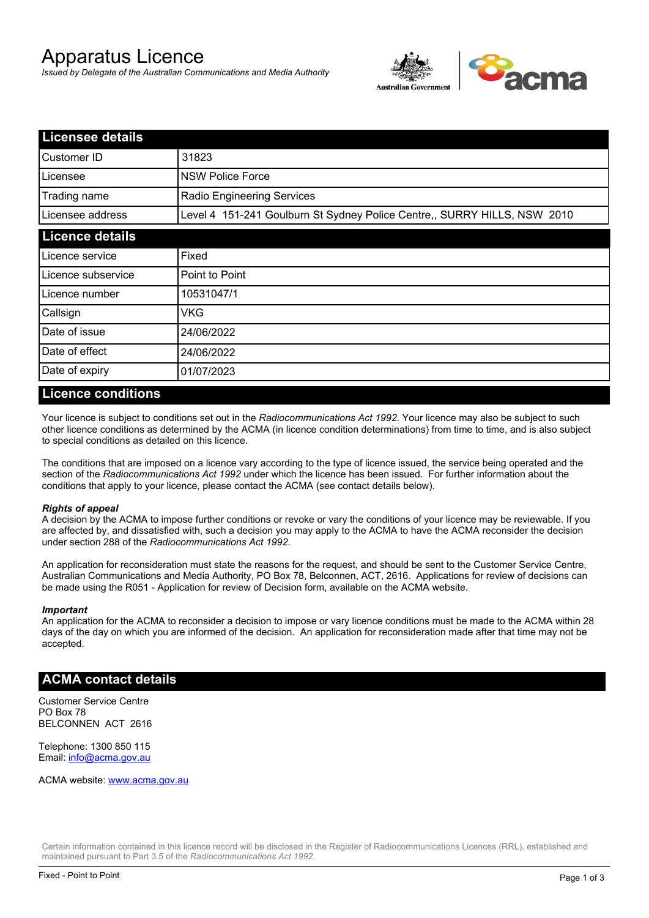# Apparatus Licence

*Issued by Delegate of the Australian Communications and Media Authority*

## Licensee details

| | |
|---|---|
| Customer ID | 31823 |
| Licensee | NSW Police Force |
| Trading name | Radio Engineering Services |
| Licensee address | Level 4 151-241 Goulburn St Sydney Police Centre,, SURRY HILLS, NSW 2010 |

## Licence details

| | |
|---|---|
| Licence service | Fixed |
| Licence subservice | Point to Point |
| Licence number | 10531047/1 |
| Callsign | VKG |
| Date of issue | 24/06/2022 |
| Date of effect | 24/06/2022 |
| Date of expiry | 01/07/2023 |

## Licence conditions

Your licence is subject to conditions set out in the *Radiocommunications Act 1992*. Your licence may also be subject to such other licence conditions as determined by the ACMA (in licence condition determinations) from time to time, and is also subject to special conditions as detailed on this licence.

The conditions that are imposed on a licence vary according to the type of licence issued, the service being operated and the section of the *Radiocommunications Act 1992* under which the licence has been issued. For further information about the conditions that apply to your licence, please contact the ACMA (see contact details below).

***Rights of appeal***

A decision by the ACMA to impose further conditions or revoke or vary the conditions of your licence may be reviewable. If you are affected by, and dissatisfied with, such a decision you may apply to the ACMA to have the ACMA reconsider the decision under section 288 of the *Radiocommunications Act 1992*.

An application for reconsideration must state the reasons for the request, and should be sent to the Customer Service Centre, Australian Communications and Media Authority, PO Box 78, Belconnen, ACT, 2616. Applications for review of decisions can be made using the R051 - Application for review of Decision form, available on the ACMA website.

***Important***

An application for the ACMA to reconsider a decision to impose or vary licence conditions must be made to the ACMA within 28 days of the day on which you are informed of the decision. An application for reconsideration made after that time may not be accepted.

## ACMA contact details

Customer Service Centre
PO Box 78
BELCONNEN ACT 2616

Telephone: 1300 850 115
Email: info@acma.gov.au

ACMA website: www.acma.gov.au

Certain information contained in this licence record will be disclosed in the Register of Radiocommunications Licences (RRL), established and maintained pursuant to Part 3.5 of the *Radiocommunications Act 1992.*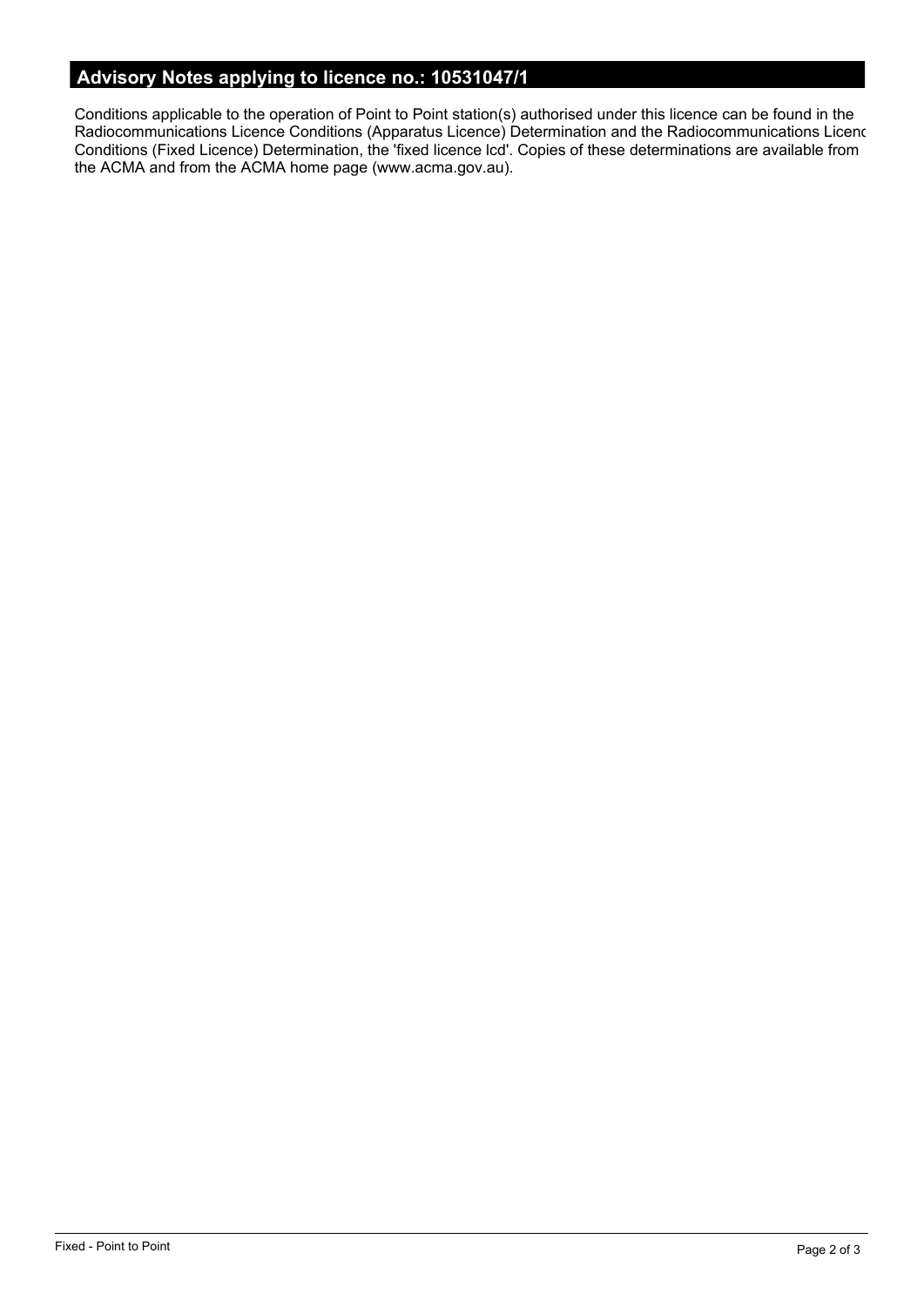## Advisory Notes applying to licence no.: 10531047/1

Conditions applicable to the operation of Point to Point station(s) authorised under this licence can be found in the Radiocommunications Licence Conditions (Apparatus Licence) Determination and the Radiocommunications Licence Conditions (Fixed Licence) Determination, the 'fixed licence lcd'. Copies of these determinations are available from the ACMA and from the ACMA home page (www.acma.gov.au).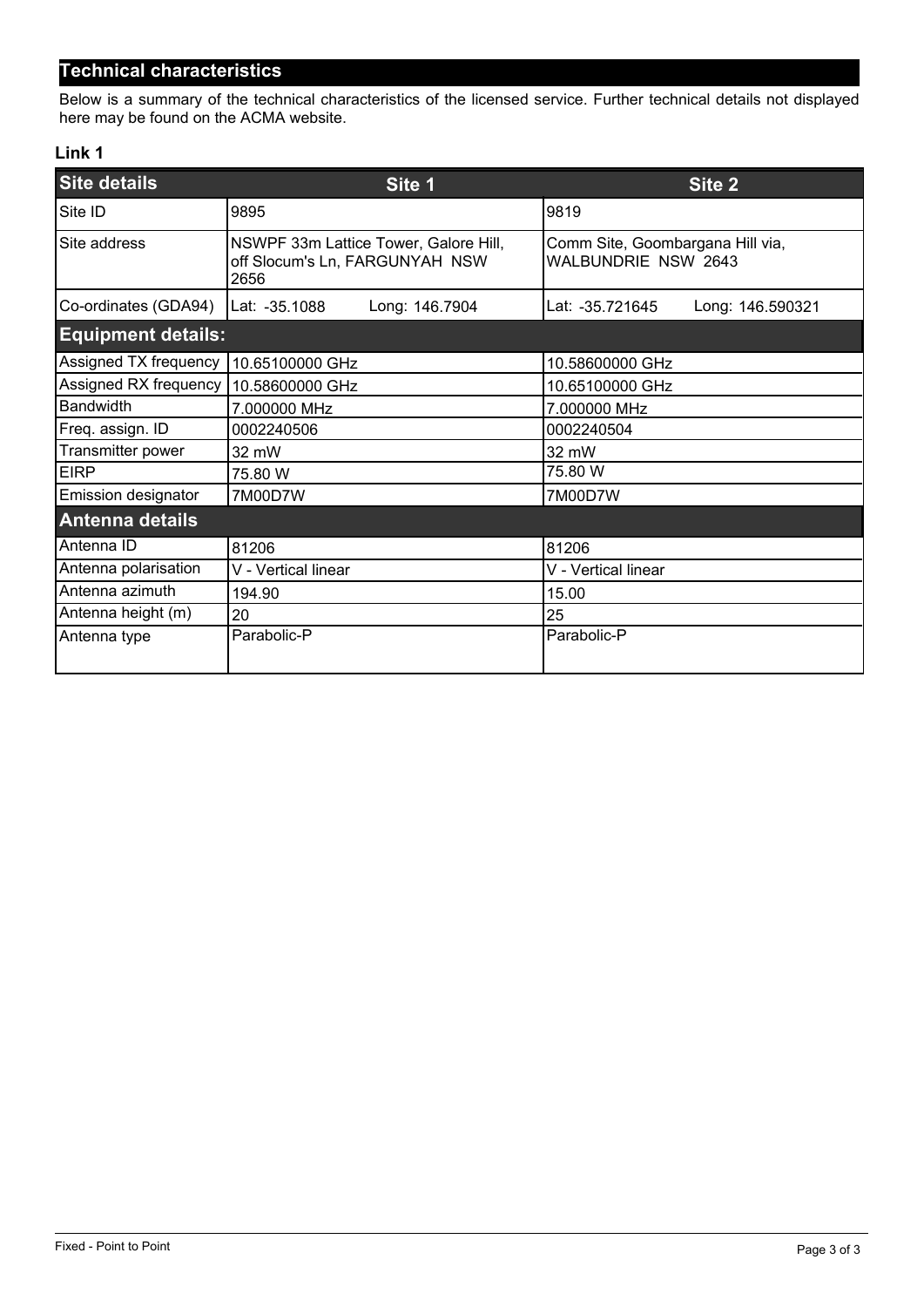## Technical characteristics

Below is a summary of the technical characteristics of the licensed service. Further technical details not displayed here may be found on the ACMA website.

### Link 1

| Site details | Site 1 | Site 2 |
|---|---|---|
| Site ID | 9895 | 9819 |
| Site address | NSWPF 33m Lattice Tower, Galore Hill, off Slocum's Ln, FARGUNYAH NSW 2656 | Comm Site, Goombargana Hill via, WALBUNDRIE NSW 2643 |
| Co-ordinates (GDA94) | Lat: -35.1088 Long: 146.7904 | Lat: -35.721645 Long: 146.590321 |
| **Equipment details:** | | |
| Assigned TX frequency | 10.65100000 GHz | 10.58600000 GHz |
| Assigned RX frequency | 10.58600000 GHz | 10.65100000 GHz |
| Bandwidth | 7.000000 MHz | 7.000000 MHz |
| Freq. assign. ID | 0002240506 | 0002240504 |
| Transmitter power | 32 mW | 32 mW |
| EIRP | 75.80 W | 75.80 W |
| Emission designator | 7M00D7W | 7M00D7W |
| **Antenna details** | | |
| Antenna ID | 81206 | 81206 |
| Antenna polarisation | V - Vertical linear | V - Vertical linear |
| Antenna azimuth | 194.90 | 15.00 |
| Antenna height (m) | 20 | 25 |
| Antenna type | Parabolic-P | Parabolic-P |

Fixed - Point to Point